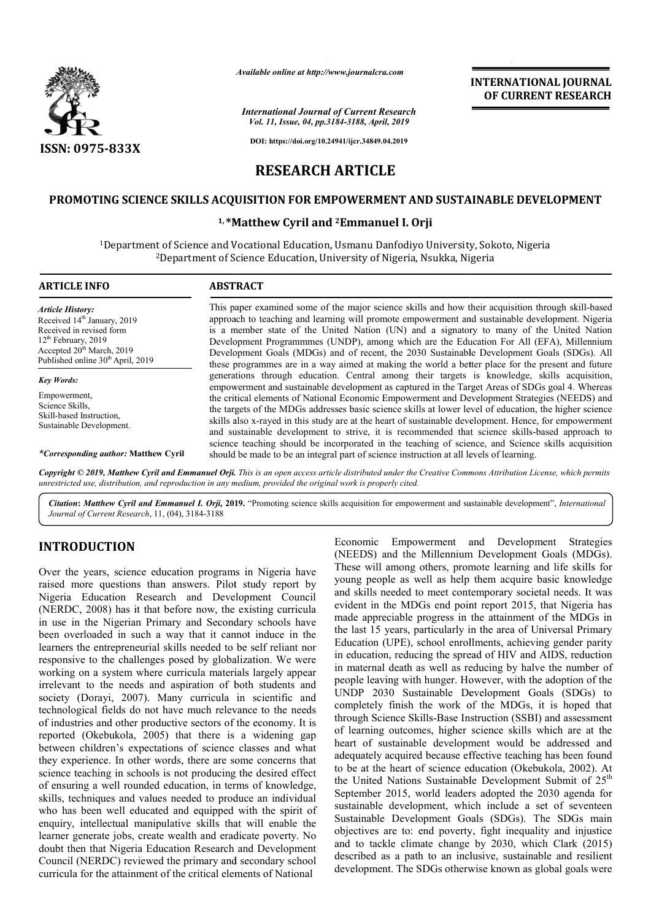# RESEARCH ARTICLE

## PROMOTING SCIENCE SKILLS ACQUISITION FOR EMPOWERMENT AND SUSTAINABLE DEVELOPMENT

**[1,]*Matthew Cyril and [2]Emmanuel I. Orji**

[1]Department of Science and Vocational Education, Usmanu Danfodiyo University, Sokoto, Nigeria
[2]Department of Science Education, University of Nigeria, Nsukka, Nigeria

### ARTICLE INFO

*Article History:*
Received 14th January, 2019
Received in revised form 12th February, 2019
Accepted 20th March, 2019
Published online 30th April, 2019

*Key Words:*
Empowerment,
Science Skills,
Skill-based Instruction,
Sustainable Development.

**Corresponding author:* **Matthew Cyril**

### ABSTRACT

This paper examined some of the major science skills and how their acquisition through skill-based approach to teaching and learning will promote empowerment and sustainable development. Nigeria is a member state of the United Nation (UN) and a signatory to many of the United Nation Development Programmmes (UNDP), among which are the Education For All (EFA), Millennium Development Goals (MDGs) and of recent, the 2030 Sustainable Development Goals (SDGs). All these programmes are in a way aimed at making the world a better place for the present and future generations through education. Central among their targets is knowledge, skills acquisition, empowerment and sustainable development as captured in the Target Areas of SDGs goal 4. Whereas the critical elements of National Economic Empowerment and Development Strategies (NEEDS) and the targets of the MDGs addresses basic science skills at lower level of education, the higher science skills also x-rayed in this study are at the heart of sustainable development. Hence, for empowerment and sustainable development to strive, it is recommended that science skills-based approach to science teaching should be incorporated in the teaching of science, and Science skills acquisition should be made to be an integral part of science instruction at all levels of learning.

*Copyright © 2019, Matthew Cyril and Emmanuel Orji. This is an open access article distributed under the Creative Commons Attribution License, which permits unrestricted use, distribution, and reproduction in any medium, provided the original work is properly cited.*

*Citation:* ***Matthew Cyril and Emmanuel I. Orji,*** **2019.** "Promoting science skills acquisition for empowerment and sustainable development", *International Journal of Current Research*, 11, (04), 3184-3188

## INTRODUCTION

Over the years, science education programs in Nigeria have raised more questions than answers. Pilot study report by Nigeria Education Research and Development Council (NERDC, 2008) has it that before now, the existing curricula in use in the Nigerian Primary and Secondary schools have been overloaded in such a way that it cannot induce in the learners the entrepreneurial skills needed to be self reliant nor responsive to the challenges posed by globalization. We were working on a system where curricula materials largely appear irrelevant to the needs and aspiration of both students and society (Dorayi, 2007). Many curricula in scientific and technological fields do not have much relevance to the needs of industries and other productive sectors of the economy. It is reported (Okebukola, 2005) that there is a widening gap between children's expectations of science classes and what they experience. In other words, there are some concerns that science teaching in schools is not producing the desired effect of ensuring a well rounded education, in terms of knowledge, skills, techniques and values needed to produce an individual who has been well educated and equipped with the spirit of enquiry, intellectual manipulative skills that will enable the learner generate jobs, create wealth and eradicate poverty. No doubt then that Nigeria Education Research and Development Council (NERDC) reviewed the primary and secondary school curricula for the attainment of the critical elements of National Economic Empowerment and Development Strategies (NEEDS) and the Millennium Development Goals (MDGs). These will among others, promote learning and life skills for young people as well as help them acquire basic knowledge and skills needed to meet contemporary societal needs. It was evident in the MDGs end point report 2015, that Nigeria has made appreciable progress in the attainment of the MDGs in the last 15 years, particularly in the area of Universal Primary Education (UPE), school enrollments, achieving gender parity in education, reducing the spread of HIV and AIDS, reduction in maternal death as well as reducing by halve the number of people leaving with hunger. However, with the adoption of the UNDP 2030 Sustainable Development Goals (SDGs) to completely finish the work of the MDGs, it is hoped that through Science Skills-Base Instruction (SSBI) and assessment of learning outcomes, higher science skills which are at the heart of sustainable development would be addressed and adequately acquired because effective teaching has been found to be at the heart of science education (Okebukola, 2002). At the United Nations Sustainable Development Submit of 25th September 2015, world leaders adopted the 2030 agenda for sustainable development, which include a set of seventeen Sustainable Development Goals (SDGs). The SDGs main objectives are to: end poverty, fight inequality and injustice and to tackle climate change by 2030, which Clark (2015) described as a path to an inclusive, sustainable and resilient development. The SDGs otherwise known as global goals were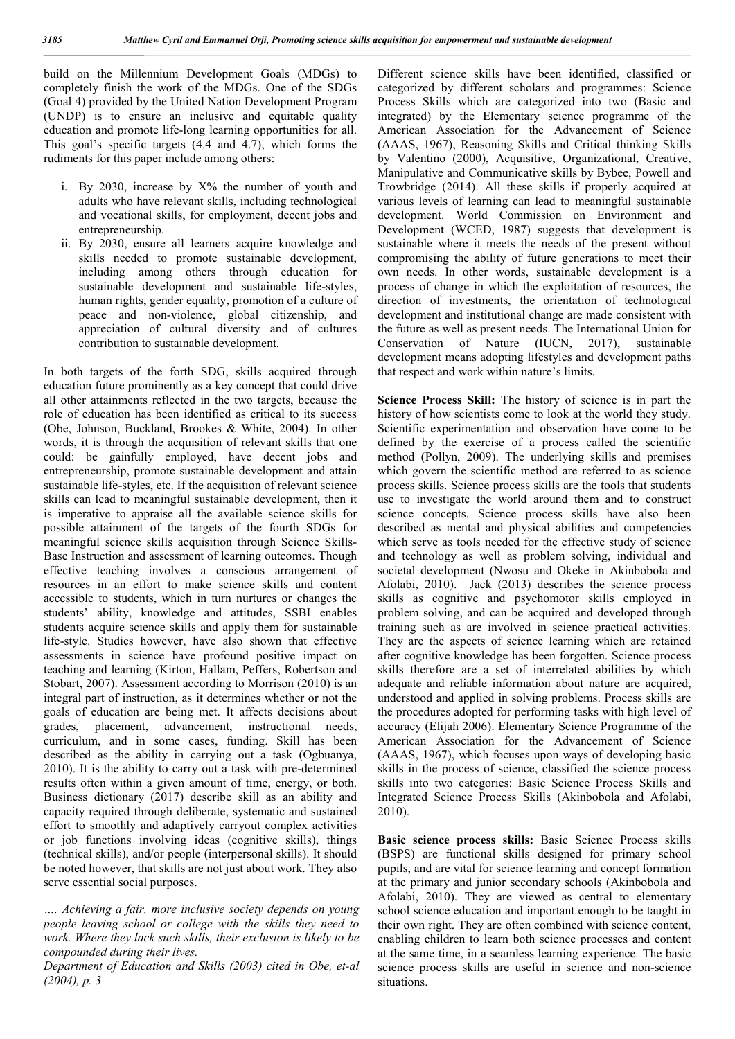build on the Millennium Development Goals (MDGs) to completely finish the work of the MDGs. One of the SDGs (Goal 4) provided by the United Nation Development Program (UNDP) is to ensure an inclusive and equitable quality education and promote life-long learning opportunities for all. This goal's specific targets (4.4 and 4.7), which forms the rudiments for this paper include among others:

i. By 2030, increase by X% the number of youth and adults who have relevant skills, including technological and vocational skills, for employment, decent jobs and entrepreneurship.
ii. By 2030, ensure all learners acquire knowledge and skills needed to promote sustainable development, including among others through education for sustainable development and sustainable life-styles, human rights, gender equality, promotion of a culture of peace and non-violence, global citizenship, and appreciation of cultural diversity and of cultures contribution to sustainable development.

In both targets of the forth SDG, skills acquired through education future prominently as a key concept that could drive all other attainments reflected in the two targets, because the role of education has been identified as critical to its success (Obe, Johnson, Buckland, Brookes & White, 2004). In other words, it is through the acquisition of relevant skills that one could: be gainfully employed, have decent jobs and entrepreneurship, promote sustainable development and attain sustainable life-styles, etc. If the acquisition of relevant science skills can lead to meaningful sustainable development, then it is imperative to appraise all the available science skills for possible attainment of the targets of the fourth SDGs for meaningful science skills acquisition through Science Skills-Base Instruction and assessment of learning outcomes. Though effective teaching involves a conscious arrangement of resources in an effort to make science skills and content accessible to students, which in turn nurtures or changes the students' ability, knowledge and attitudes, SSBI enables students acquire science skills and apply them for sustainable life-style. Studies however, have also shown that effective assessments in science have profound positive impact on teaching and learning (Kirton, Hallam, Peffers, Robertson and Stobart, 2007). Assessment according to Morrison (2010) is an integral part of instruction, as it determines whether or not the goals of education are being met. It affects decisions about grades, placement, advancement, instructional needs, curriculum, and in some cases, funding. Skill has been described as the ability in carrying out a task (Ogbuanya, 2010). It is the ability to carry out a task with pre-determined results often within a given amount of time, energy, or both. Business dictionary (2017) describe skill as an ability and capacity required through deliberate, systematic and sustained effort to smoothly and adaptively carryout complex activities or job functions involving ideas (cognitive skills), things (technical skills), and/or people (interpersonal skills). It should be noted however, that skills are not just about work. They also serve essential social purposes.

*…. Achieving a fair, more inclusive society depends on young people leaving school or college with the skills they need to work. Where they lack such skills, their exclusion is likely to be compounded during their lives.*

*Department of Education and Skills (2003) cited in Obe, et-al (2004), p. 3*

Different science skills have been identified, classified or categorized by different scholars and programmes: Science Process Skills which are categorized into two (Basic and integrated) by the Elementary science programme of the American Association for the Advancement of Science (AAAS, 1967), Reasoning Skills and Critical thinking Skills by Valentino (2000), Acquisitive, Organizational, Creative, Manipulative and Communicative skills by Bybee, Powell and Trowbridge (2014). All these skills if properly acquired at various levels of learning can lead to meaningful sustainable development. World Commission on Environment and Development (WCED, 1987) suggests that development is sustainable where it meets the needs of the present without compromising the ability of future generations to meet their own needs. In other words, sustainable development is a process of change in which the exploitation of resources, the direction of investments, the orientation of technological development and institutional change are made consistent with the future as well as present needs. The International Union for Conservation of Nature (IUCN, 2017), sustainable development means adopting lifestyles and development paths that respect and work within nature's limits.

**Science Process Skill:** The history of science is in part the history of how scientists come to look at the world they study. Scientific experimentation and observation have come to be defined by the exercise of a process called the scientific method (Pollyn, 2009). The underlying skills and premises which govern the scientific method are referred to as science process skills. Science process skills are the tools that students use to investigate the world around them and to construct science concepts. Science process skills have also been described as mental and physical abilities and competencies which serve as tools needed for the effective study of science and technology as well as problem solving, individual and societal development (Nwosu and Okeke in Akinbobola and Afolabi, 2010). Jack (2013) describes the science process skills as cognitive and psychomotor skills employed in problem solving, and can be acquired and developed through training such as are involved in science practical activities. They are the aspects of science learning which are retained after cognitive knowledge has been forgotten. Science process skills therefore are a set of interrelated abilities by which adequate and reliable information about nature are acquired, understood and applied in solving problems. Process skills are the procedures adopted for performing tasks with high level of accuracy (Elijah 2006). Elementary Science Programme of the American Association for the Advancement of Science (AAAS, 1967), which focuses upon ways of developing basic skills in the process of science, classified the science process skills into two categories: Basic Science Process Skills and Integrated Science Process Skills (Akinbobola and Afolabi, 2010).

**Basic science process skills:** Basic Science Process skills (BSPS) are functional skills designed for primary school pupils, and are vital for science learning and concept formation at the primary and junior secondary schools (Akinbobola and Afolabi, 2010). They are viewed as central to elementary school science education and important enough to be taught in their own right. They are often combined with science content, enabling children to learn both science processes and content at the same time, in a seamless learning experience. The basic science process skills are useful in science and non-science situations.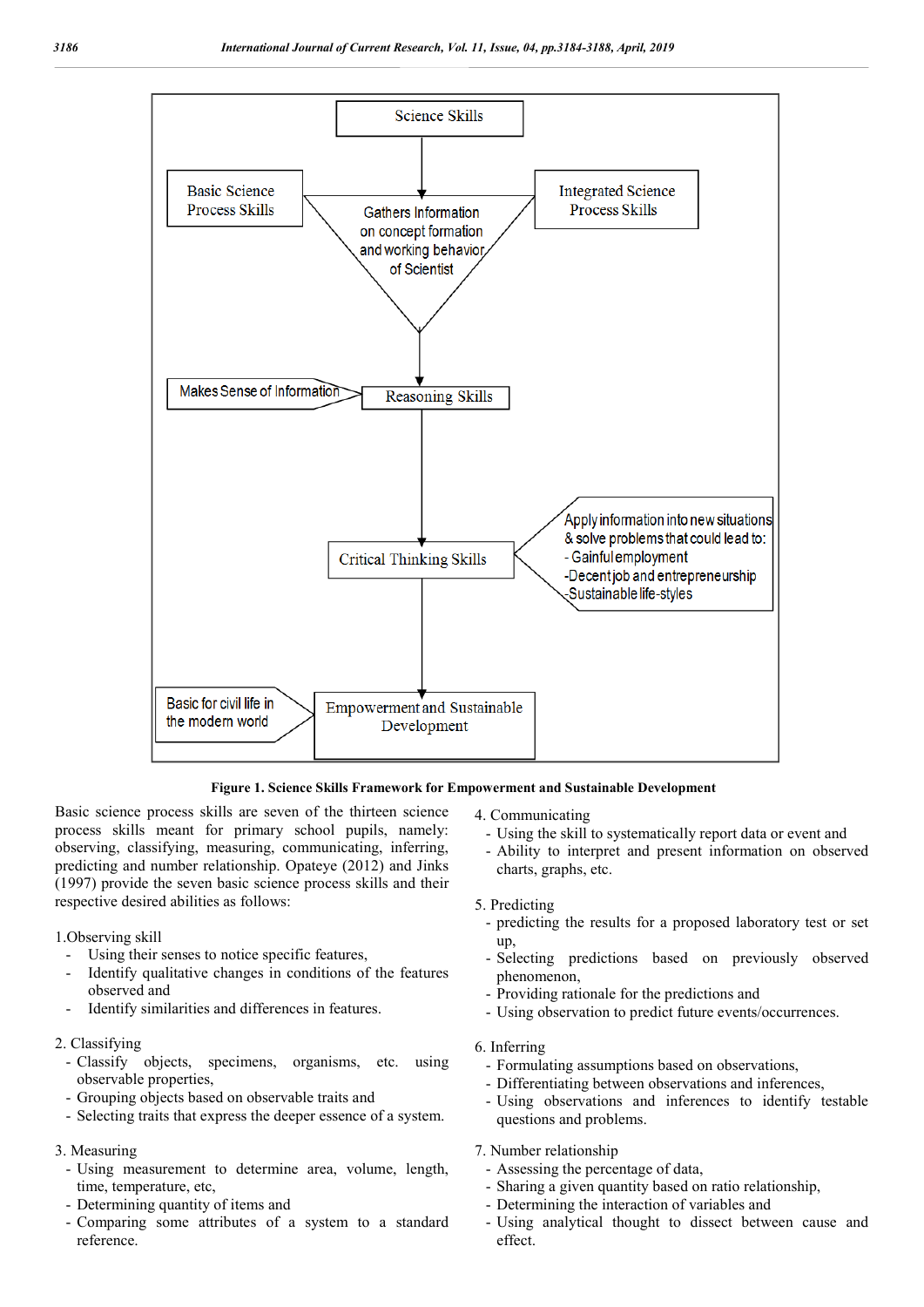Science Skills

Basic Science Process Skills

Integrated Science Process Skills

Gathers Information on concept formation and working behavior of Scientist

Makes Sense of Information

Reasoning Skills

Critical Thinking Skills

Apply information into new situations & solve problems that could lead to:
- Gainful employment
- Decent job and entrepreneurship
- Sustainable life-styles

Basic for civil life in the modern world

Empowerment and Sustainable Development

**Figure 1. Science Skills Framework for Empowerment and Sustainable Development**

Basic science process skills are seven of the thirteen science process skills meant for primary school pupils, namely: observing, classifying, measuring, communicating, inferring, predicting and number relationship. Opateye (2012) and Jinks (1997) provide the seven basic science process skills and their respective desired abilities as follows:

1.Observing skill

- Using their senses to notice specific features,
- Identify qualitative changes in conditions of the features observed and
- Identify similarities and differences in features.

2. Classifying

- Classify objects, specimens, organisms, etc. using observable properties,
- Grouping objects based on observable traits and
- Selecting traits that express the deeper essence of a system.

3. Measuring

- Using measurement to determine area, volume, length, time, temperature, etc,
- Determining quantity of items and
- Comparing some attributes of a system to a standard reference.

4. Communicating

- Using the skill to systematically report data or event and
- Ability to interpret and present information on observed charts, graphs, etc.

5. Predicting

- predicting the results for a proposed laboratory test or set up,
- Selecting predictions based on previously observed phenomenon,
- Providing rationale for the predictions and
- Using observation to predict future events/occurrences.

6. Inferring

- Formulating assumptions based on observations,
- Differentiating between observations and inferences,
- Using observations and inferences to identify testable questions and problems.

7. Number relationship

- Assessing the percentage of data,
- Sharing a given quantity based on ratio relationship,
- Determining the interaction of variables and
- Using analytical thought to dissect between cause and effect.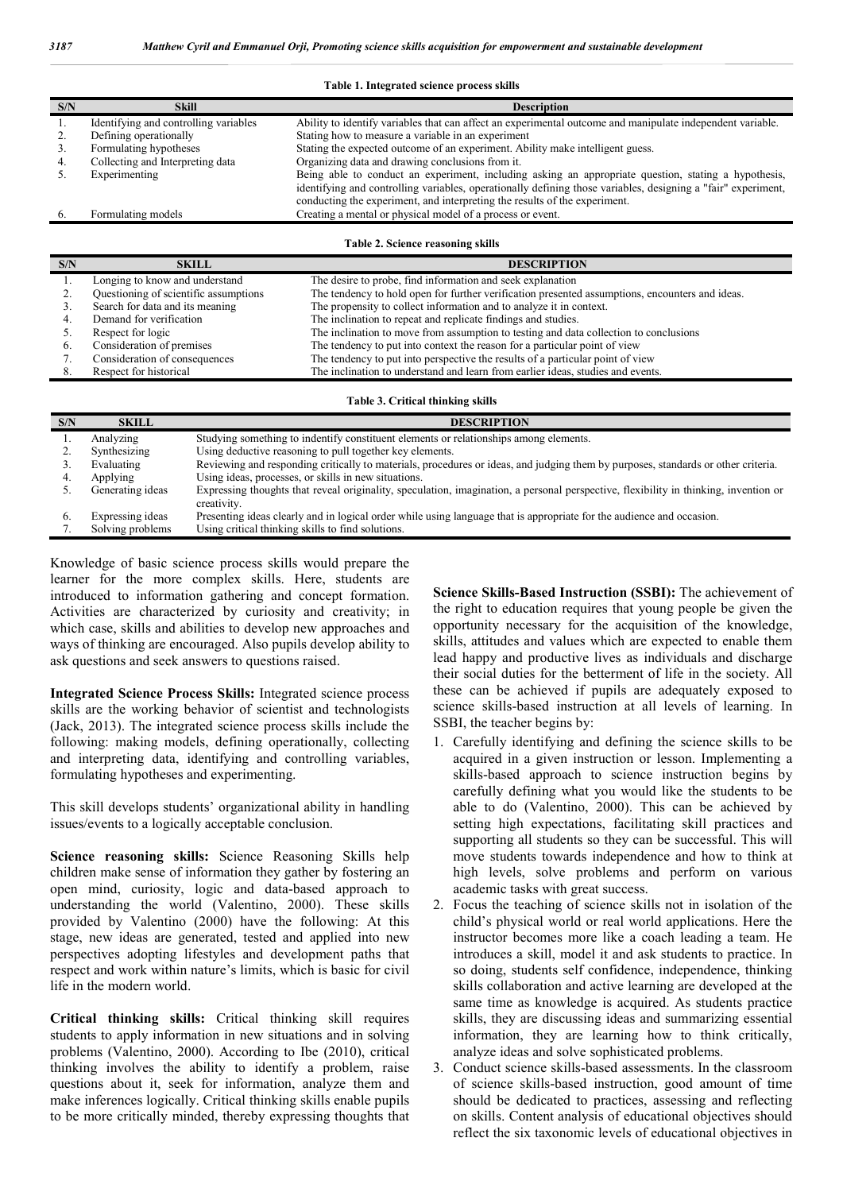**Table 1. Integrated science process skills**

| S/N | Skill | Description |
|---|---|---|
| 1. | Identifying and controlling variables | Ability to identify variables that can affect an experimental outcome and manipulate independent variable. |
| 2. | Defining operationally | Stating how to measure a variable in an experiment |
| 3. | Formulating hypotheses | Stating the expected outcome of an experiment. Ability make intelligent guess. |
| 4. | Collecting and Interpreting data | Organizing data and drawing conclusions from it. |
| 5. | Experimenting | Being able to conduct an experiment, including asking an appropriate question, stating a hypothesis, identifying and controlling variables, operationally defining those variables, designing a "fair" experiment, conducting the experiment, and interpreting the results of the experiment. |
| 6. | Formulating models | Creating a mental or physical model of a process or event. |

**Table 2. Science reasoning skills**

| S/N | SKILL | DESCRIPTION |
|---|---|---|
| 1. | Longing to know and understand | The desire to probe, find information and seek explanation |
| 2. | Questioning of scientific assumptions | The tendency to hold open for further verification presented assumptions, encounters and ideas. |
| 3. | Search for data and its meaning | The propensity to collect information and to analyze it in context. |
| 4. | Demand for verification | The inclination to repeat and replicate findings and studies. |
| 5. | Respect for logic | The inclination to move from assumption to testing and data collection to conclusions |
| 6. | Consideration of premises | The tendency to put into context the reason for a particular point of view |
| 7. | Consideration of consequences | The tendency to put into perspective the results of a particular point of view |
| 8. | Respect for historical | The inclination to understand and learn from earlier ideas, studies and events. |

**Table 3. Critical thinking skills**

| S/N | SKILL | DESCRIPTION |
|---|---|---|
| 1. | Analyzing | Studying something to indentify constituent elements or relationships among elements. |
| 2. | Synthesizing | Using deductive reasoning to pull together key elements. |
| 3. | Evaluating | Reviewing and responding critically to materials, procedures or ideas, and judging them by purposes, standards or other criteria. |
| 4. | Applying | Using ideas, processes, or skills in new situations. |
| 5. | Generating ideas | Expressing thoughts that reveal originality, speculation, imagination, a personal perspective, flexibility in thinking, invention or creativity. |
| 6. | Expressing ideas | Presenting ideas clearly and in logical order while using language that is appropriate for the audience and occasion. |
| 7. | Solving problems | Using critical thinking skills to find solutions. |

Knowledge of basic science process skills would prepare the learner for the more complex skills. Here, students are introduced to information gathering and concept formation. Activities are characterized by curiosity and creativity; in which case, skills and abilities to develop new approaches and ways of thinking are encouraged. Also pupils develop ability to ask questions and seek answers to questions raised.

**Integrated Science Process Skills:** Integrated science process skills are the working behavior of scientist and technologists (Jack, 2013). The integrated science process skills include the following: making models, defining operationally, collecting and interpreting data, identifying and controlling variables, formulating hypotheses and experimenting.

This skill develops students' organizational ability in handling issues/events to a logically acceptable conclusion.

**Science reasoning skills:** Science Reasoning Skills help children make sense of information they gather by fostering an open mind, curiosity, logic and data-based approach to understanding the world (Valentino, 2000). These skills provided by Valentino (2000) have the following: At this stage, new ideas are generated, tested and applied into new perspectives adopting lifestyles and development paths that respect and work within nature's limits, which is basic for civil life in the modern world.

**Critical thinking skills:** Critical thinking skill requires students to apply information in new situations and in solving problems (Valentino, 2000). According to Ibe (2010), critical thinking involves the ability to identify a problem, raise questions about it, seek for information, analyze them and make inferences logically. Critical thinking skills enable pupils to be more critically minded, thereby expressing thoughts that

**Science Skills-Based Instruction (SSBI):** The achievement of the right to education requires that young people be given the opportunity necessary for the acquisition of the knowledge, skills, attitudes and values which are expected to enable them lead happy and productive lives as individuals and discharge their social duties for the betterment of life in the society. All these can be achieved if pupils are adequately exposed to science skills-based instruction at all levels of learning. In SSBI, the teacher begins by:

1. Carefully identifying and defining the science skills to be acquired in a given instruction or lesson. Implementing a skills-based approach to science instruction begins by carefully defining what you would like the students to be able to do (Valentino, 2000). This can be achieved by setting high expectations, facilitating skill practices and supporting all students so they can be successful. This will move students towards independence and how to think at high levels, solve problems and perform on various academic tasks with great success.
2. Focus the teaching of science skills not in isolation of the child's physical world or real world applications. Here the instructor becomes more like a coach leading a team. He introduces a skill, model it and ask students to practice. In so doing, students self confidence, independence, thinking skills collaboration and active learning are developed at the same time as knowledge is acquired. As students practice skills, they are discussing ideas and summarizing essential information, they are learning how to think critically, analyze ideas and solve sophisticated problems.
3. Conduct science skills-based assessments. In the classroom of science skills-based instruction, good amount of time should be dedicated to practices, assessing and reflecting on skills. Content analysis of educational objectives should reflect the six taxonomic levels of educational objectives in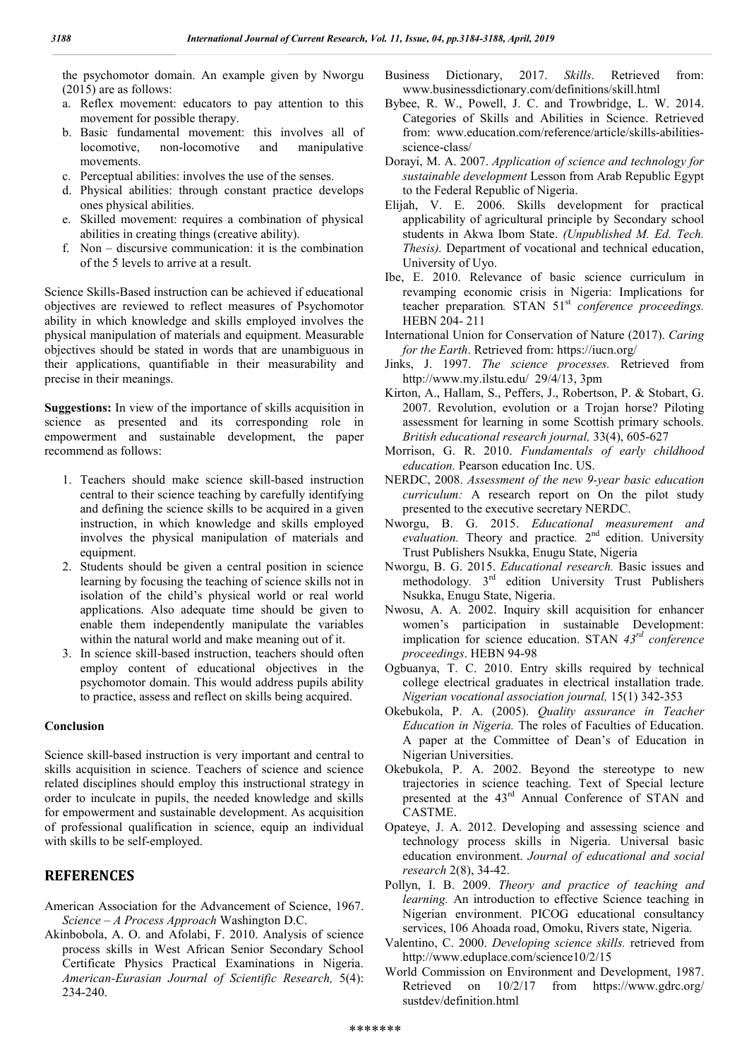the psychomotor domain. An example given by Nworgu (2015) are as follows:

a. Reflex movement: educators to pay attention to this movement for possible therapy.
b. Basic fundamental movement: this involves all of locomotive, non-locomotive and manipulative movements.
c. Perceptual abilities: involves the use of the senses.
d. Physical abilities: through constant practice develops ones physical abilities.
e. Skilled movement: requires a combination of physical abilities in creating things (creative ability).
f. Non – discursive communication: it is the combination of the 5 levels to arrive at a result.

Science Skills-Based instruction can be achieved if educational objectives are reviewed to reflect measures of Psychomotor ability in which knowledge and skills employed involves the physical manipulation of materials and equipment. Measurable objectives should be stated in words that are unambiguous in their applications, quantifiable in their measurability and precise in their meanings.

**Suggestions:** In view of the importance of skills acquisition in science as presented and its corresponding role in empowerment and sustainable development, the paper recommend as follows:

1. Teachers should make science skill-based instruction central to their science teaching by carefully identifying and defining the science skills to be acquired in a given instruction, in which knowledge and skills employed involves the physical manipulation of materials and equipment.
2. Students should be given a central position in science learning by focusing the teaching of science skills not in isolation of the child's physical world or real world applications. Also adequate time should be given to enable them independently manipulate the variables within the natural world and make meaning out of it.
3. In science skill-based instruction, teachers should often employ content of educational objectives in the psychomotor domain. This would address pupils ability to practice, assess and reflect on skills being acquired.

## Conclusion

Science skill-based instruction is very important and central to skills acquisition in science. Teachers of science and science related disciplines should employ this instructional strategy in order to inculcate in pupils, the needed knowledge and skills for empowerment and sustainable development. As acquisition of professional qualification in science, equip an individual with skills to be self-employed.

## REFERENCES

American Association for the Advancement of Science, 1967. *Science – A Process Approach* Washington D.C.

Akinbobola, A. O. and Afolabi, F. 2010. Analysis of science process skills in West African Senior Secondary School Certificate Physics Practical Examinations in Nigeria. *American-Eurasian Journal of Scientific Research,* 5(4): 234-240.

Business Dictionary, 2017. *Skills*. Retrieved from: www.businessdictionary.com/definitions/skill.html

Bybee, R. W., Powell, J. C. and Trowbridge, L. W. 2014. Categories of Skills and Abilities in Science. Retrieved from: www.education.com/reference/article/skills-abilities-science-class/

Dorayi, M. A. 2007. *Application of science and technology for sustainable development* Lesson from Arab Republic Egypt to the Federal Republic of Nigeria.

Elijah, V. E. 2006. Skills development for practical applicability of agricultural principle by Secondary school students in Akwa Ibom State. *(Unpublished M. Ed. Tech. Thesis).* Department of vocational and technical education, University of Uyo.

Ibe, E. 2010. Relevance of basic science curriculum in revamping economic crisis in Nigeria: Implications for teacher preparation*.* STAN 51st *conference proceedings.* HEBN 204- 211

International Union for Conservation of Nature (2017). *Caring for the Earth*. Retrieved from: https://iucn.org/

Jinks, J. 1997. *The science processes.* Retrieved from http://www.my.ilstu.edu/ 29/4/13, 3pm

Kirton, A., Hallam, S., Peffers, J., Robertson, P. & Stobart, G. 2007. Revolution, evolution or a Trojan horse? Piloting assessment for learning in some Scottish primary schools. *British educational research journal,* 33(4), 605-627

Morrison, G. R. 2010. *Fundamentals of early childhood education.* Pearson education Inc. US.

NERDC, 2008. *Assessment of the new 9-year basic education curriculum:* A research report on On the pilot study presented to the executive secretary NERDC.

Nworgu, B. G. 2015. *Educational measurement and evaluation.* Theory and practice*.* 2nd edition. University Trust Publishers Nsukka, Enugu State, Nigeria

Nworgu, B. G. 2015. *Educational research.* Basic issues and methodology*.* 3rd edition University Trust Publishers Nsukka, Enugu State, Nigeria.

Nwosu, A. A. 2002. Inquiry skill acquisition for enhancer women's participation in sustainable Development: implication for science education. STAN *43rd conference proceedings*. HEBN 94-98

Ogbuanya, T. C. 2010. Entry skills required by technical college electrical graduates in electrical installation trade. *Nigerian vocational association journal,* 15(1) 342-353

Okebukola, P. A. (2005). *Quality assurance in Teacher Education in Nigeria.* The roles of Faculties of Education. A paper at the Committee of Dean's of Education in Nigerian Universities.

Okebukola, P. A. 2002. Beyond the stereotype to new trajectories in science teaching*.* Text of Special lecture presented at the 43rd Annual Conference of STAN and CASTME.

Opateye, J. A. 2012. Developing and assessing science and technology process skills in Nigeria. Universal basic education environment. *Journal of educational and social research* 2(8), 34-42.

Pollyn, I. B. 2009. *Theory and practice of teaching and learning.* An introduction to effective Science teaching in Nigerian environment. PICOG educational consultancy services, 106 Ahoada road, Omoku, Rivers state, Nigeria.

Valentino, C. 2000. *Developing science skills.* retrieved from http://www.eduplace.com/science10/2/15

World Commission on Environment and Development, 1987. Retrieved on 10/2/17 from https://www.gdrc.org/sustdev/definition.html

\*\*\*\*\*\*\*